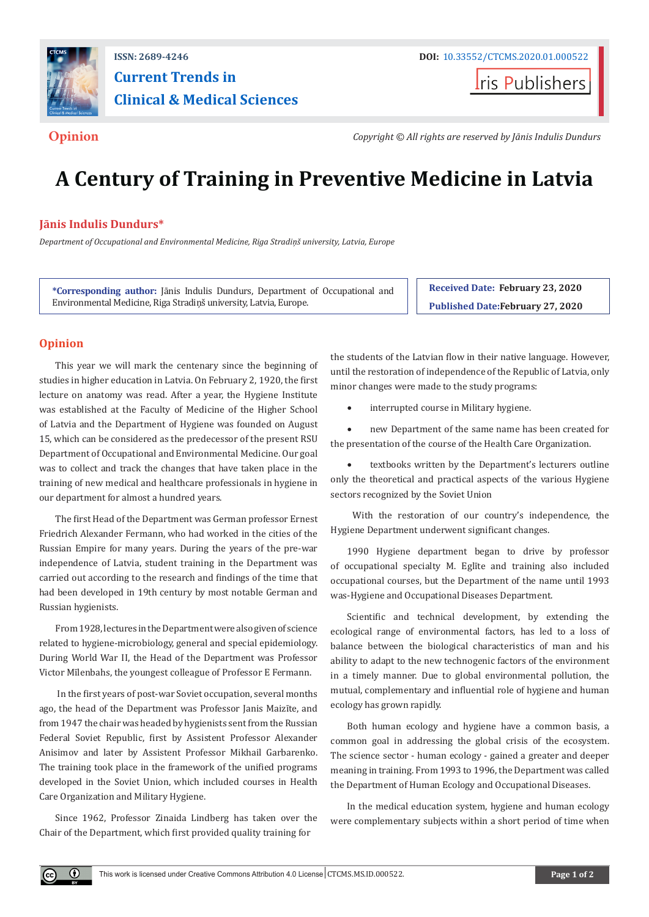ISSN: 2689-4246

DOI: 10.33552/CTCMS.2020.01.000522

# Current Trends in Clinical & Medical Sciences

Iris Publishers

**Opinion**

*Copyright © All rights are reserved by Jānis Indulis Dundurs*

# A Century of Training in Preventive Medicine in Latvia

## Jānis Indulis Dundurs*

*Department of Occupational and Environmental Medicine, Riga Stradiņš university, Latvia, Europe*

**\*Corresponding author:** Jānis Indulis Dundurs, Department of Occupational and Environmental Medicine, Riga Stradiņš university, Latvia, Europe.

**Received Date: February 23, 2020**

**Published Date: February 27, 2020**

## Opinion

This year we will mark the centenary since the beginning of studies in higher education in Latvia. On February 2, 1920, the first lecture on anatomy was read. After a year, the Hygiene Institute was established at the Faculty of Medicine of the Higher School of Latvia and the Department of Hygiene was founded on August 15, which can be considered as the predecessor of the present RSU Department of Occupational and Environmental Medicine. Our goal was to collect and track the changes that have taken place in the training of new medical and healthcare professionals in hygiene in our department for almost a hundred years.

The first Head of the Department was German professor Ernest Friedrich Alexander Fermann, who had worked in the cities of the Russian Empire for many years. During the years of the pre-war independence of Latvia, student training in the Department was carried out according to the research and findings of the time that had been developed in 19th century by most notable German and Russian hygienists.

From 1928, lectures in the Department were also given of science related to hygiene-microbiology, general and special epidemiology. During World War II, the Head of the Department was Professor Victor Mīlenbahs, the youngest colleague of Professor E Fermann.

In the first years of post-war Soviet occupation, several months ago, the head of the Department was Professor Janis Maizīte, and from 1947 the chair was headed by hygienists sent from the Russian Federal Soviet Republic, first by Assistent Professor Alexander Anisimov and later by Assistent Professor Mikhail Garbarenko. The training took place in the framework of the unified programs developed in the Soviet Union, which included courses in Health Care Organization and Military Hygiene.

Since 1962, Professor Zinaida Lindberg has taken over the Chair of the Department, which first provided quality training for the students of the Latvian flow in their native language. However, until the restoration of independence of the Republic of Latvia, only minor changes were made to the study programs:

- interrupted course in Military hygiene.
- new Department of the same name has been created for the presentation of the course of the Health Care Organization.
- textbooks written by the Department's lecturers outline only the theoretical and practical aspects of the various Hygiene sectors recognized by the Soviet Union

With the restoration of our country's independence, the Hygiene Department underwent significant changes.

1990 Hygiene department began to drive by professor of occupational specialty M. Eglīte and training also included occupational courses, but the Department of the name until 1993 was-Hygiene and Occupational Diseases Department.

Scientific and technical development, by extending the ecological range of environmental factors, has led to a loss of balance between the biological characteristics of man and his ability to adapt to the new technogenic factors of the environment in a timely manner. Due to global environmental pollution, the mutual, complementary and influential role of hygiene and human ecology has grown rapidly.

Both human ecology and hygiene have a common basis, a common goal in addressing the global crisis of the ecosystem. The science sector - human ecology - gained a greater and deeper meaning in training. From 1993 to 1996, the Department was called the Department of Human Ecology and Occupational Diseases.

In the medical education system, hygiene and human ecology were complementary subjects within a short period of time when

This work is licensed under Creative Commons Attribution 4.0 License | CTCMS.MS.ID.000522.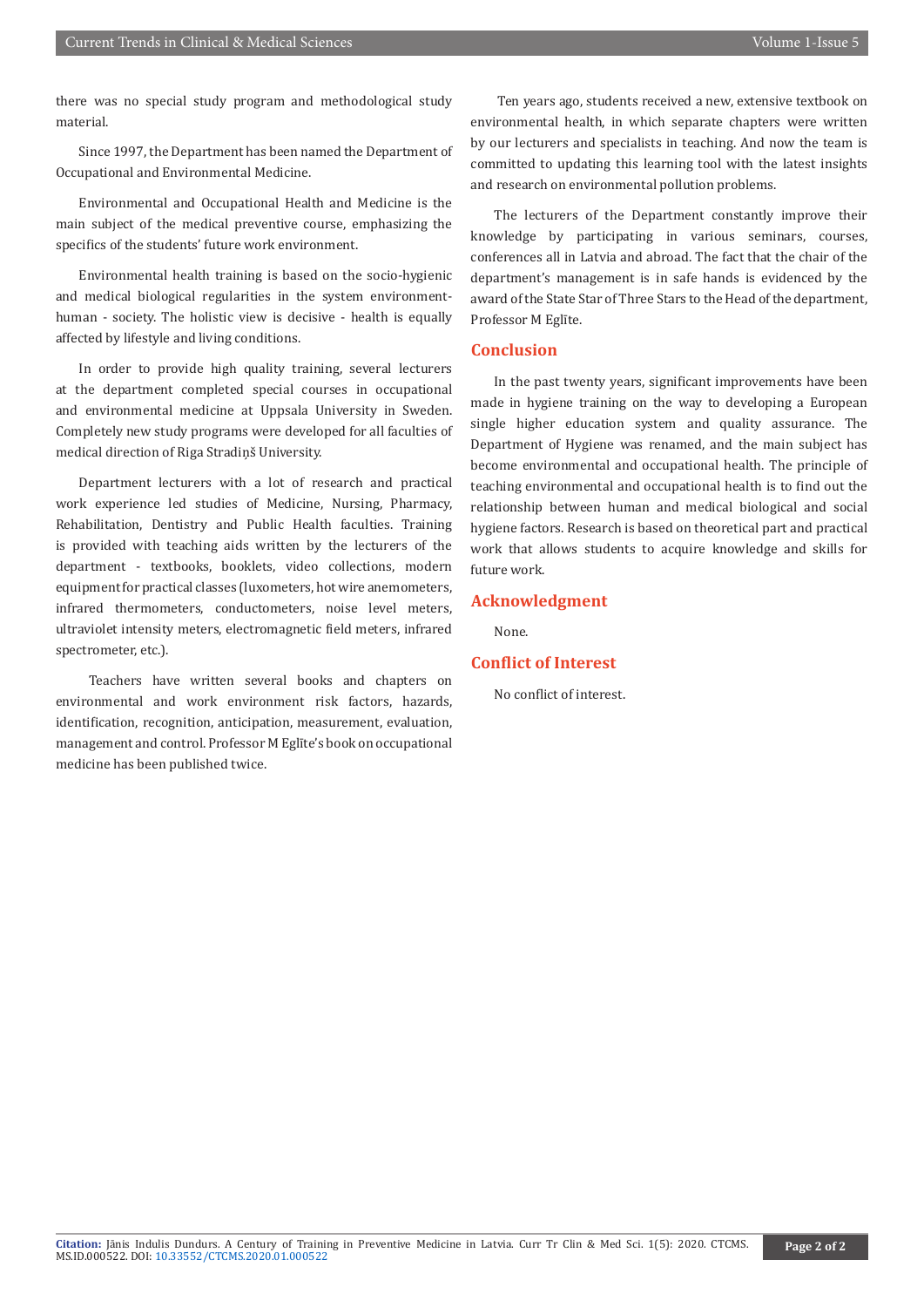there was no special study program and methodological study material.

Since 1997, the Department has been named the Department of Occupational and Environmental Medicine.

Environmental and Occupational Health and Medicine is the main subject of the medical preventive course, emphasizing the specifics of the students' future work environment.

Environmental health training is based on the socio-hygienic and medical biological regularities in the system environment-human - society. The holistic view is decisive - health is equally affected by lifestyle and living conditions.

In order to provide high quality training, several lecturers at the department completed special courses in occupational and environmental medicine at Uppsala University in Sweden. Completely new study programs were developed for all faculties of medical direction of Riga Stradiņš University.

Department lecturers with a lot of research and practical work experience led studies of Medicine, Nursing, Pharmacy, Rehabilitation, Dentistry and Public Health faculties. Training is provided with teaching aids written by the lecturers of the department - textbooks, booklets, video collections, modern equipment for practical classes (luxometers, hot wire anemometers, infrared thermometers, conductometers, noise level meters, ultraviolet intensity meters, electromagnetic field meters, infrared spectrometer, etc.).

Teachers have written several books and chapters on environmental and work environment risk factors, hazards, identification, recognition, anticipation, measurement, evaluation, management and control. Professor M Eglīte's book on occupational medicine has been published twice.

Ten years ago, students received a new, extensive textbook on environmental health, in which separate chapters were written by our lecturers and specialists in teaching. And now the team is committed to updating this learning tool with the latest insights and research on environmental pollution problems.

The lecturers of the Department constantly improve their knowledge by participating in various seminars, courses, conferences all in Latvia and abroad. The fact that the chair of the department's management is in safe hands is evidenced by the award of the State Star of Three Stars to the Head of the department, Professor M Eglīte.

## Conclusion

In the past twenty years, significant improvements have been made in hygiene training on the way to developing a European single higher education system and quality assurance. The Department of Hygiene was renamed, and the main subject has become environmental and occupational health. The principle of teaching environmental and occupational health is to find out the relationship between human and medical biological and social hygiene factors. Research is based on theoretical part and practical work that allows students to acquire knowledge and skills for future work.

## Acknowledgment

None.

## Conflict of Interest

No conflict of interest.

**Citation:** Jānis Indulis Dundurs. A Century of Training in Preventive Medicine in Latvia. Curr Tr Clin & Med Sci. 1(5): 2020. CTCMS. MS.ID.000522. DOI: 10.33552/CTCMS.2020.01.000522